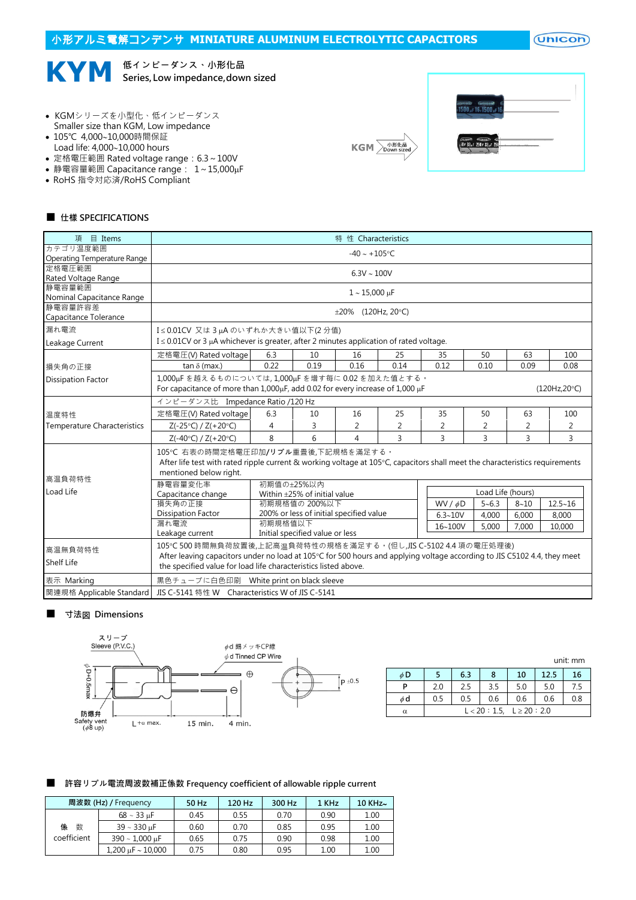# 小形アルミ電解コンデンサ MINIATURE ALUMINUM ELECTROLYTIC CAPACITORS

## KYM 低インピーダンス、小形化品 Series, Low impedance, down sized

- KGMシリーズを小型化、低インピーダンス
  Smaller size than KGM, Low impedance
- 105℃ 4,000~10,000時間保証
  Load life: 4,000~10,000 hours
- 定格電圧範囲 Rated voltage range：6.3～100V
- 静電容量範囲 Capacitance range： 1～15,000μF
- RoHS 指令対応済/RoHS Compliant

KGM → 小形化品 Down sized

## ■ 仕様 SPECIFICATIONS

| 項 目 Items | 特 性 Characteristics | | | | | | | | |
|---|---|---|---|---|---|---|---|---|---|
| カテゴリ温度範囲 Operating Temperature Range | -40～+105°C | | | | | | | | |
| 定格電圧範囲 Rated Voltage Range | 6.3V～100V | | | | | | | | |
| 静電容量範囲 Nominal Capacitance Range | 1～15,000 μF | | | | | | | | |
| 静電容量許容差 Capacitance Tolerance | ±20% (120Hz, 20°C) | | | | | | | | |
| 漏れ電流 Leakage Current | I≦0.01CV 又は 3 μA のいずれか大きい値以下(2 分值) I≦0.01CV or 3 μA whichever is greater, after 2 minutes application of rated voltage. | | | | | | | | |
| 損失角の正接 Dissipation Factor | 定格電圧(V) Rated voltage | 6.3 | 10 | 16 | 25 | 35 | 50 | 63 | 100 |
| | tan δ (max.) | 0.22 | 0.19 | 0.16 | 0.14 | 0.12 | 0.10 | 0.09 | 0.08 |
| | 1,000μF を越えるものについては, 1,000μF を増す每に 0.02 を加えた値とする。 For capacitance of more than 1,000μF, add 0.02 for every increase of 1,000 μF (120Hz,20°C) | | | | | | | | |
| 温度特性 Temperature Characteristics | インピーダンス比 Impedance Ratio /120 Hz | | | | | | | | |
| | 定格電圧(V) Rated voltage | 6.3 | 10 | 16 | 25 | 35 | 50 | 63 | 100 |
| | Z(-25°C) / Z(+20°C) | 4 | 3 | 2 | 2 | 2 | 2 | 2 | 2 |
| | Z(-40°C) / Z(+20°C) | 8 | 6 | 4 | 3 | 3 | 3 | 3 | 3 |
| 高温負荷特性 Load Life | 105°C 右表の時間定格電圧印加/リプル重畳後,下記規格を満足する。 After life test with rated ripple current & working voltage at 105°C, capacitors shall meet the characteristics requirements mentioned below right. | | | | | | | | |
| | 静電容量変化率 Capacitance change | 初期値の±25%以内 Within ±25% of initial value | | | | | | | |
| | 損失角の正接 Dissipation Factor | 初期規格値の 200%以下 200% or less of initial specified value | | | | | | | |
| | 漏れ電流 Leakage current | 初期規格值以下 Initial specified value or less | | | | | | | |
| 高温無負荷特性 Shelf Life | 105°C 500 時間無負荷放置後,上記高温負荷特性の規格を満足する。(但し,JIS C-5102 4.4 項の電圧処理後) After leaving capacitors under no load at 105°C for 500 hours and applying voltage according to JIS C5102 4.4, they meet the specified value for load life characteristics listed above. | | | | | | | | |
| 表示 Marking | 黒色チューブに白色印刷 White print on black sleeve | | | | | | | | |
| 関連規格 Applicable Standard | JIS C-5141 特性 W Characteristics W of JIS C-5141 | | | | | | | | |

Load Life (hours)

| WV / ϕD | 5~6.3 | 8~10 | 12.5~16 |
|---|---|---|---|
| 6.3~10V | 4,000 | 6,000 | 8,000 |
| 16~100V | 5,000 | 7,000 | 10,000 |

## ■ 寸法図 Dimensions

スリーブ Sleeve (P.V.C.)
ϕd 錫メッキCP線 ϕd Tinned CP Wire
ϕD+0.5max
防爆弁 Safety vent (ϕ8 up)
L+α max. 15 min. 4 min.
P ±0.5

unit: mm

| ϕD | 5 | 6.3 | 8 | 10 | 12.5 | 16 |
|---|---|---|---|---|---|---|
| P | 2.0 | 2.5 | 3.5 | 5.0 | 5.0 | 7.5 |
| ϕd | 0.5 | 0.5 | 0.6 | 0.6 | 0.6 | 0.8 |
| α | L < 20 : 1.5, L ≥ 20 : 2.0 | | | | | |

## ■ 許容リプル電流周波数補正係数 Frequency coefficient of allowable ripple current

| 周波数 (Hz) / Frequency | | 50 Hz | 120 Hz | 300 Hz | 1 KHz | 10 KHz～ |
|---|---|---|---|---|---|---|
| 係 数 coefficient | 68 ~ 33 μF | 0.45 | 0.55 | 0.70 | 0.90 | 1.00 |
| | 39 ~ 330 μF | 0.60 | 0.70 | 0.85 | 0.95 | 1.00 |
| | 390 ~ 1,000 μF | 0.65 | 0.75 | 0.90 | 0.98 | 1.00 |
| | 1,200 μF ~ 10,000 | 0.75 | 0.80 | 0.95 | 1.00 | 1.00 |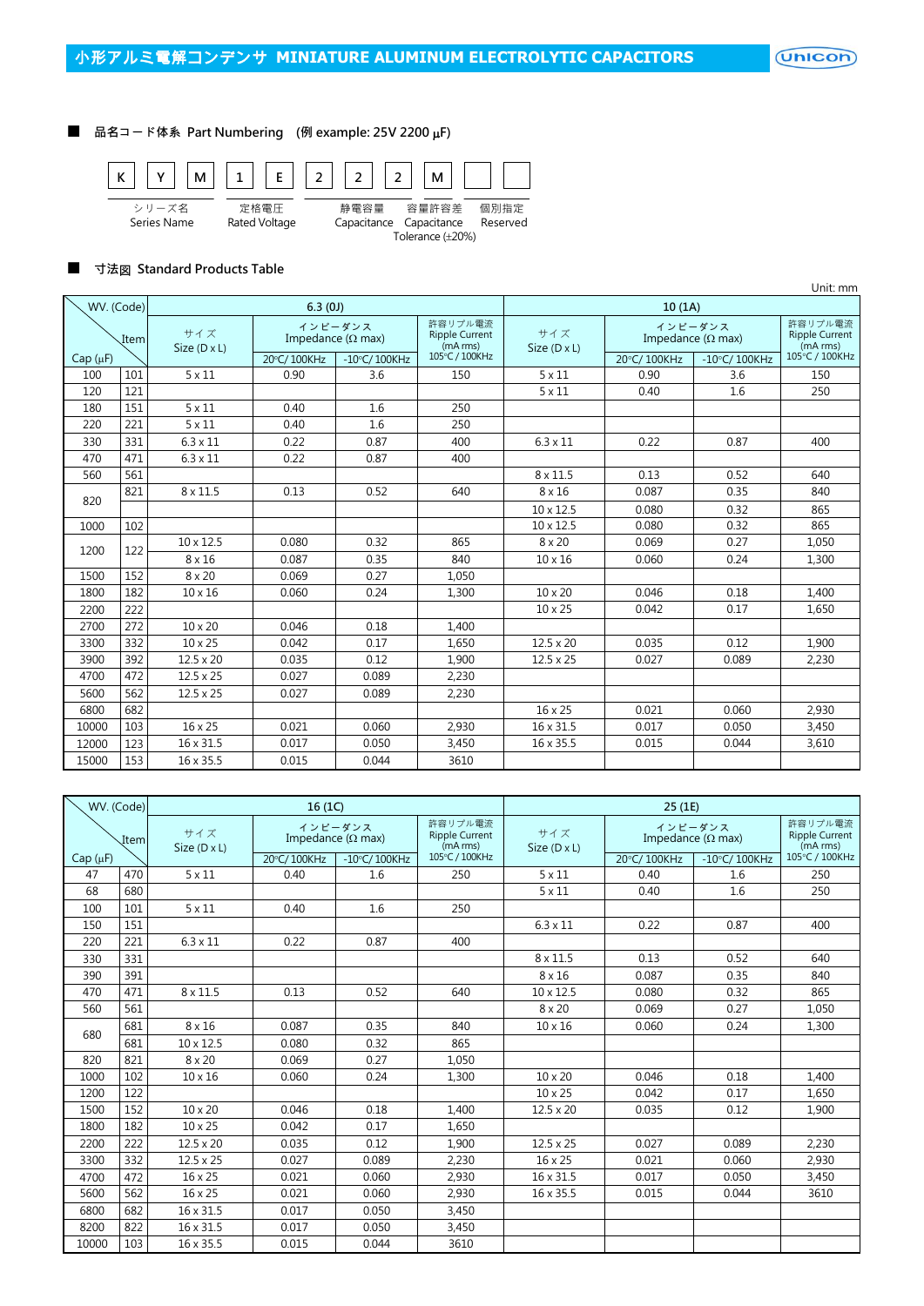# 小形アルミ電解コンデンサ MINIATURE ALUMINUM ELECTROLYTIC CAPACITORS

## ■ 品名コード体系 Part Numbering (例 example: 25V 2200 μF)

| K | Y | M | 1 | E | 2 | 2 | 2 | M | | |
|---|---|---|---|---|---|---|---|---|---|---|
| シリーズ名 Series Name | | | 定格電圧 Rated Voltage | | 静電容量 Capacitance | | | 容量許容差 Capacitance Tolerance (±20%) | 個別指定 Reserved | |

## ■ 寸法図 Standard Products Table

Unit: mm

| Cap (μF) | WV. (Code) / Item | 6.3 (0J) サイズ Size (D x L) | インピーダンス Impedance (Ω max) 20°C/ 100KHz | -10°C/ 100KHz | 許容リプル電流 Ripple Current (mA rms) 105°C / 100KHz | 10 (1A) サイズ Size (D x L) | インピーダンス Impedance (Ω max) 20°C/ 100KHz | -10°C/ 100KHz | 許容リプル電流 Ripple Current (mA rms) 105°C / 100KHz |
|---|---|---|---|---|---|---|---|---|---|
| 100 | 101 | 5 x 11 | 0.90 | 3.6 | 150 | 5 x 11 | 0.90 | 3.6 | 150 |
| 120 | 121 | | | | | 5 x 11 | 0.40 | 1.6 | 250 |
| 180 | 151 | 5 x 11 | 0.40 | 1.6 | 250 | | | | |
| 220 | 221 | 5 x 11 | 0.40 | 1.6 | 250 | | | | |
| 330 | 331 | 6.3 x 11 | 0.22 | 0.87 | 400 | 6.3 x 11 | 0.22 | 0.87 | 400 |
| 470 | 471 | 6.3 x 11 | 0.22 | 0.87 | 400 | | | | |
| 560 | 561 | | | | | 8 x 11.5 | 0.13 | 0.52 | 640 |
| 820 | 821 | 8 x 11.5 | 0.13 | 0.52 | 640 | 8 x 16 | 0.087 | 0.35 | 840 |
| | | | | | | 10 x 12.5 | 0.080 | 0.32 | 865 |
| 1000 | 102 | | | | | 10 x 12.5 | 0.080 | 0.32 | 865 |
| 1200 | 122 | 10 x 12.5 | 0.080 | 0.32 | 865 | 8 x 20 | 0.069 | 0.27 | 1,050 |
| | | 8 x 16 | 0.087 | 0.35 | 840 | 10 x 16 | 0.060 | 0.24 | 1,300 |
| 1500 | 152 | 8 x 20 | 0.069 | 0.27 | 1,050 | | | | |
| 1800 | 182 | 10 x 16 | 0.060 | 0.24 | 1,300 | 10 x 20 | 0.046 | 0.18 | 1,400 |
| 2200 | 222 | | | | | 10 x 25 | 0.042 | 0.17 | 1,650 |
| 2700 | 272 | 10 x 20 | 0.046 | 0.18 | 1,400 | | | | |
| 3300 | 332 | 10 x 25 | 0.042 | 0.17 | 1,650 | 12.5 x 20 | 0.035 | 0.12 | 1,900 |
| 3900 | 392 | 12.5 x 20 | 0.035 | 0.12 | 1,900 | 12.5 x 25 | 0.027 | 0.089 | 2,230 |
| 4700 | 472 | 12.5 x 25 | 0.027 | 0.089 | 2,230 | | | | |
| 5600 | 562 | 12.5 x 25 | 0.027 | 0.089 | 2,230 | | | | |
| 6800 | 682 | | | | | 16 x 25 | 0.021 | 0.060 | 2,930 |
| 10000 | 103 | 16 x 25 | 0.021 | 0.060 | 2,930 | 16 x 31.5 | 0.017 | 0.050 | 3,450 |
| 12000 | 123 | 16 x 31.5 | 0.017 | 0.050 | 3,450 | 16 x 35.5 | 0.015 | 0.044 | 3,610 |
| 15000 | 153 | 16 x 35.5 | 0.015 | 0.044 | 3610 | | | | |

| Cap (μF) | WV. (Code) / Item | 16 (1C) サイズ Size (D x L) | インピーダンス Impedance (Ω max) 20°C/ 100KHz | -10°C/ 100KHz | 許容リプル電流 Ripple Current (mA rms) 105°C / 100KHz | 25 (1E) サイズ Size (D x L) | インピーダンス Impedance (Ω max) 20°C/ 100KHz | -10°C/ 100KHz | 許容リプル電流 Ripple Current (mA rms) 105°C / 100KHz |
|---|---|---|---|---|---|---|---|---|---|
| 47 | 470 | 5 x 11 | 0.40 | 1.6 | 250 | 5 x 11 | 0.40 | 1.6 | 250 |
| 68 | 680 | | | | | 5 x 11 | 0.40 | 1.6 | 250 |
| 100 | 101 | 5 x 11 | 0.40 | 1.6 | 250 | | | | |
| 150 | 151 | | | | | 6.3 x 11 | 0.22 | 0.87 | 400 |
| 220 | 221 | 6.3 x 11 | 0.22 | 0.87 | 400 | | | | |
| 330 | 331 | | | | | 8 x 11.5 | 0.13 | 0.52 | 640 |
| 390 | 391 | | | | | 8 x 16 | 0.087 | 0.35 | 840 |
| 470 | 471 | 8 x 11.5 | 0.13 | 0.52 | 640 | 10 x 12.5 | 0.080 | 0.32 | 865 |
| 560 | 561 | | | | | 8 x 20 | 0.069 | 0.27 | 1,050 |
| 680 | 681 | 8 x 16 | 0.087 | 0.35 | 840 | 10 x 16 | 0.060 | 0.24 | 1,300 |
| | 681 | 10 x 12.5 | 0.080 | 0.32 | 865 | | | | |
| 820 | 821 | 8 x 20 | 0.069 | 0.27 | 1,050 | | | | |
| 1000 | 102 | 10 x 16 | 0.060 | 0.24 | 1,300 | 10 x 20 | 0.046 | 0.18 | 1,400 |
| 1200 | 122 | | | | | 10 x 25 | 0.042 | 0.17 | 1,650 |
| 1500 | 152 | 10 x 20 | 0.046 | 0.18 | 1,400 | 12.5 x 20 | 0.035 | 0.12 | 1,900 |
| 1800 | 182 | 10 x 25 | 0.042 | 0.17 | 1,650 | | | | |
| 2200 | 222 | 12.5 x 20 | 0.035 | 0.12 | 1,900 | 12.5 x 25 | 0.027 | 0.089 | 2,230 |
| 3300 | 332 | 12.5 x 25 | 0.027 | 0.089 | 2,230 | 16 x 25 | 0.021 | 0.060 | 2,930 |
| 4700 | 472 | 16 x 25 | 0.021 | 0.060 | 2,930 | 16 x 31.5 | 0.017 | 0.050 | 3,450 |
| 5600 | 562 | 16 x 25 | 0.021 | 0.060 | 2,930 | 16 x 35.5 | 0.015 | 0.044 | 3610 |
| 6800 | 682 | 16 x 31.5 | 0.017 | 0.050 | 3,450 | | | | |
| 8200 | 822 | 16 x 31.5 | 0.017 | 0.050 | 3,450 | | | | |
| 10000 | 103 | 16 x 35.5 | 0.015 | 0.044 | 3610 | | | | |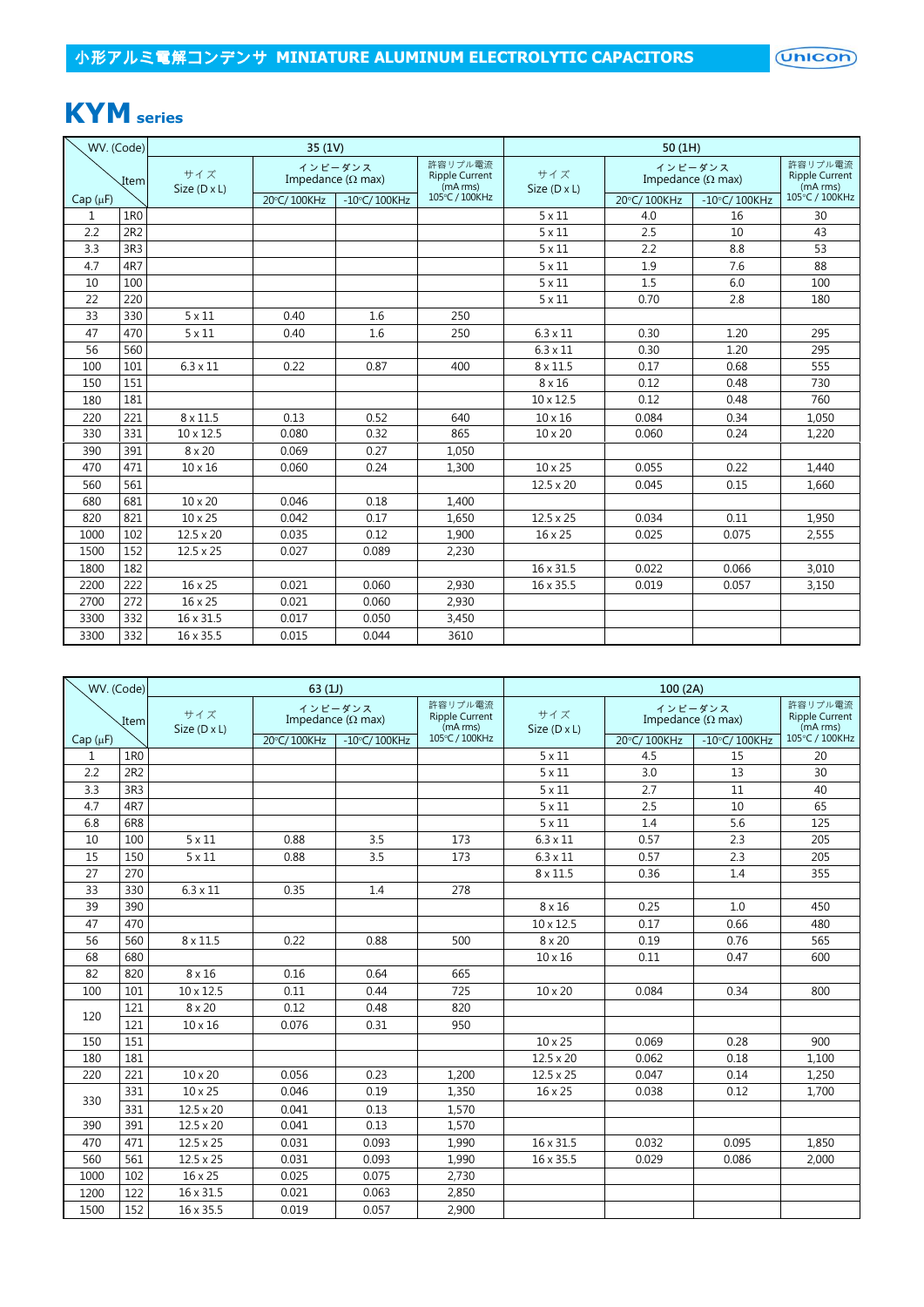# 小形アルミ電解コンデンサ MINIATURE ALUMINUM ELECTROLYTIC CAPACITORS

## KYM series

| Cap (μF) | WV. (Code) / Item | 35 (1V) サイズ Size (D x L) | インピーダンス Impedance (Ω max) 20°C/ 100KHz | -10°C/ 100KHz | 許容リプル電流 Ripple Current (mA rms) 105°C / 100KHz | 50 (1H) サイズ Size (D x L) | インピーダンス Impedance (Ω max) 20°C/ 100KHz | -10°C/ 100KHz | 許容リプル電流 Ripple Current (mA rms) 105°C / 100KHz |
|---|---|---|---|---|---|---|---|---|---|
| 1 | 1R0 | | | | | 5 x 11 | 4.0 | 16 | 30 |
| 2.2 | 2R2 | | | | | 5 x 11 | 2.5 | 10 | 43 |
| 3.3 | 3R3 | | | | | 5 x 11 | 2.2 | 8.8 | 53 |
| 4.7 | 4R7 | | | | | 5 x 11 | 1.9 | 7.6 | 88 |
| 10 | 100 | | | | | 5 x 11 | 1.5 | 6.0 | 100 |
| 22 | 220 | | | | | 5 x 11 | 0.70 | 2.8 | 180 |
| 33 | 330 | 5 x 11 | 0.40 | 1.6 | 250 | | | | |
| 47 | 470 | 5 x 11 | 0.40 | 1.6 | 250 | 6.3 x 11 | 0.30 | 1.20 | 295 |
| 56 | 560 | | | | | 6.3 x 11 | 0.30 | 1.20 | 295 |
| 100 | 101 | 6.3 x 11 | 0.22 | 0.87 | 400 | 8 x 11.5 | 0.17 | 0.68 | 555 |
| 150 | 151 | | | | | 8 x 16 | 0.12 | 0.48 | 730 |
| 180 | 181 | | | | | 10 x 12.5 | 0.12 | 0.48 | 760 |
| 220 | 221 | 8 x 11.5 | 0.13 | 0.52 | 640 | 10 x 16 | 0.084 | 0.34 | 1,050 |
| 330 | 331 | 10 x 12.5 | 0.080 | 0.32 | 865 | 10 x 20 | 0.060 | 0.24 | 1,220 |
| 390 | 391 | 8 x 20 | 0.069 | 0.27 | 1,050 | | | | |
| 470 | 471 | 10 x 16 | 0.060 | 0.24 | 1,300 | 10 x 25 | 0.055 | 0.22 | 1,440 |
| 560 | 561 | | | | | 12.5 x 20 | 0.045 | 0.15 | 1,660 |
| 680 | 681 | 10 x 20 | 0.046 | 0.18 | 1,400 | | | | |
| 820 | 821 | 10 x 25 | 0.042 | 0.17 | 1,650 | 12.5 x 25 | 0.034 | 0.11 | 1,950 |
| 1000 | 102 | 12.5 x 20 | 0.035 | 0.12 | 1,900 | 16 x 25 | 0.025 | 0.075 | 2,555 |
| 1500 | 152 | 12.5 x 25 | 0.027 | 0.089 | 2,230 | | | | |
| 1800 | 182 | | | | | 16 x 31.5 | 0.022 | 0.066 | 3,010 |
| 2200 | 222 | 16 x 25 | 0.021 | 0.060 | 2,930 | 16 x 35.5 | 0.019 | 0.057 | 3,150 |
| 2700 | 272 | 16 x 25 | 0.021 | 0.060 | 2,930 | | | | |
| 3300 | 332 | 16 x 31.5 | 0.017 | 0.050 | 3,450 | | | | |
| 3300 | 332 | 16 x 35.5 | 0.015 | 0.044 | 3610 | | | | |

| Cap (μF) | WV. (Code) / Item | 63 (1J) サイズ Size (D x L) | インピーダンス Impedance (Ω max) 20°C/ 100KHz | -10°C/ 100KHz | 許容リプル電流 Ripple Current (mA rms) 105°C / 100KHz | 100 (2A) サイズ Size (D x L) | インピーダンス Impedance (Ω max) 20°C/ 100KHz | -10°C/ 100KHz | 許容リプル電流 Ripple Current (mA rms) 105°C / 100KHz |
|---|---|---|---|---|---|---|---|---|---|
| 1 | 1R0 | | | | | 5 x 11 | 4.5 | 15 | 20 |
| 2.2 | 2R2 | | | | | 5 x 11 | 3.0 | 13 | 30 |
| 3.3 | 3R3 | | | | | 5 x 11 | 2.7 | 11 | 40 |
| 4.7 | 4R7 | | | | | 5 x 11 | 2.5 | 10 | 65 |
| 6.8 | 6R8 | | | | | 5 x 11 | 1.4 | 5.6 | 125 |
| 10 | 100 | 5 x 11 | 0.88 | 3.5 | 173 | 6.3 x 11 | 0.57 | 2.3 | 205 |
| 15 | 150 | 5 x 11 | 0.88 | 3.5 | 173 | 6.3 x 11 | 0.57 | 2.3 | 205 |
| 27 | 270 | | | | | 8 x 11.5 | 0.36 | 1.4 | 355 |
| 33 | 330 | 6.3 x 11 | 0.35 | 1.4 | 278 | | | | |
| 39 | 390 | | | | | 8 x 16 | 0.25 | 1.0 | 450 |
| 47 | 470 | | | | | 10 x 12.5 | 0.17 | 0.66 | 480 |
| 56 | 560 | 8 x 11.5 | 0.22 | 0.88 | 500 | 8 x 20 | 0.19 | 0.76 | 565 |
| 68 | 680 | | | | | 10 x 16 | 0.11 | 0.47 | 600 |
| 82 | 820 | 8 x 16 | 0.16 | 0.64 | 665 | | | | |
| 100 | 101 | 10 x 12.5 | 0.11 | 0.44 | 725 | 10 x 20 | 0.084 | 0.34 | 800 |
| 120 | 121 | 8 x 20 | 0.12 | 0.48 | 820 | | | | |
| 120 | 121 | 10 x 16 | 0.076 | 0.31 | 950 | | | | |
| 150 | 151 | | | | | 10 x 25 | 0.069 | 0.28 | 900 |
| 180 | 181 | | | | | 12.5 x 20 | 0.062 | 0.18 | 1,100 |
| 220 | 221 | 10 x 20 | 0.056 | 0.23 | 1,200 | 12.5 x 25 | 0.047 | 0.14 | 1,250 |
| 330 | 331 | 10 x 25 | 0.046 | 0.19 | 1,350 | 16 x 25 | 0.038 | 0.12 | 1,700 |
| 330 | 331 | 12.5 x 20 | 0.041 | 0.13 | 1,570 | | | | |
| 390 | 391 | 12.5 x 20 | 0.041 | 0.13 | 1,570 | | | | |
| 470 | 471 | 12.5 x 25 | 0.031 | 0.093 | 1,990 | 16 x 31.5 | 0.032 | 0.095 | 1,850 |
| 560 | 561 | 12.5 x 25 | 0.031 | 0.093 | 1,990 | 16 x 35.5 | 0.029 | 0.086 | 2,000 |
| 1000 | 102 | 16 x 25 | 0.025 | 0.075 | 2,730 | | | | |
| 1200 | 122 | 16 x 31.5 | 0.021 | 0.063 | 2,850 | | | | |
| 1500 | 152 | 16 x 35.5 | 0.019 | 0.057 | 2,900 | | | | |